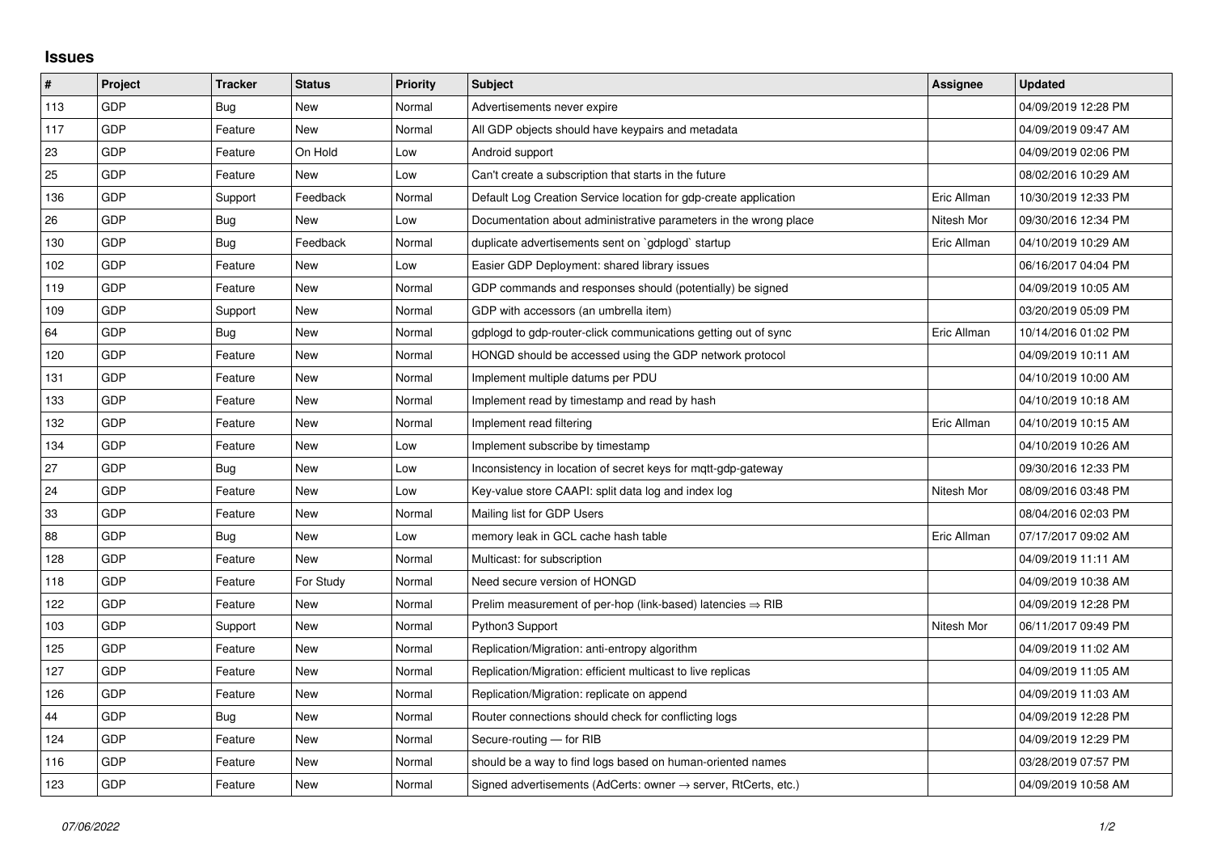## Issues

| # | Project | Tracker | Status | Priority | Subject | Assignee | Updated |
|---|---|---|---|---|---|---|---|
| 113 | GDP | Bug | New | Normal | Advertisements never expire | | 04/09/2019 12:28 PM |
| 117 | GDP | Feature | New | Normal | All GDP objects should have keypairs and metadata | | 04/09/2019 09:47 AM |
| 23 | GDP | Feature | On Hold | Low | Android support | | 04/09/2019 02:06 PM |
| 25 | GDP | Feature | New | Low | Can't create a subscription that starts in the future | | 08/02/2016 10:29 AM |
| 136 | GDP | Support | Feedback | Normal | Default Log Creation Service location for gdp-create application | Eric Allman | 10/30/2019 12:33 PM |
| 26 | GDP | Bug | New | Low | Documentation about administrative parameters in the wrong place | Nitesh Mor | 09/30/2016 12:34 PM |
| 130 | GDP | Bug | Feedback | Normal | duplicate advertisements sent on `gdplogd` startup | Eric Allman | 04/10/2019 10:29 AM |
| 102 | GDP | Feature | New | Low | Easier GDP Deployment: shared library issues | | 06/16/2017 04:04 PM |
| 119 | GDP | Feature | New | Normal | GDP commands and responses should (potentially) be signed | | 04/09/2019 10:05 AM |
| 109 | GDP | Support | New | Normal | GDP with accessors (an umbrella item) | | 03/20/2019 05:09 PM |
| 64 | GDP | Bug | New | Normal | gdplogd to gdp-router-click communications getting out of sync | Eric Allman | 10/14/2016 01:02 PM |
| 120 | GDP | Feature | New | Normal | HONGD should be accessed using the GDP network protocol | | 04/09/2019 10:11 AM |
| 131 | GDP | Feature | New | Normal | Implement multiple datums per PDU | | 04/10/2019 10:00 AM |
| 133 | GDP | Feature | New | Normal | Implement read by timestamp and read by hash | | 04/10/2019 10:18 AM |
| 132 | GDP | Feature | New | Normal | Implement read filtering | Eric Allman | 04/10/2019 10:15 AM |
| 134 | GDP | Feature | New | Low | Implement subscribe by timestamp | | 04/10/2019 10:26 AM |
| 27 | GDP | Bug | New | Low | Inconsistency in location of secret keys for mqtt-gdp-gateway | | 09/30/2016 12:33 PM |
| 24 | GDP | Feature | New | Low | Key-value store CAAPI: split data log and index log | Nitesh Mor | 08/09/2016 03:48 PM |
| 33 | GDP | Feature | New | Normal | Mailing list for GDP Users | | 08/04/2016 02:03 PM |
| 88 | GDP | Bug | New | Low | memory leak in GCL cache hash table | Eric Allman | 07/17/2017 09:02 AM |
| 128 | GDP | Feature | New | Normal | Multicast: for subscription | | 04/09/2019 11:11 AM |
| 118 | GDP | Feature | For Study | Normal | Need secure version of HONGD | | 04/09/2019 10:38 AM |
| 122 | GDP | Feature | New | Normal | Prelim measurement of per-hop (link-based) latencies ⇒ RIB | | 04/09/2019 12:28 PM |
| 103 | GDP | Support | New | Normal | Python3 Support | Nitesh Mor | 06/11/2017 09:49 PM |
| 125 | GDP | Feature | New | Normal | Replication/Migration: anti-entropy algorithm | | 04/09/2019 11:02 AM |
| 127 | GDP | Feature | New | Normal | Replication/Migration: efficient multicast to live replicas | | 04/09/2019 11:05 AM |
| 126 | GDP | Feature | New | Normal | Replication/Migration: replicate on append | | 04/09/2019 11:03 AM |
| 44 | GDP | Bug | New | Normal | Router connections should check for conflicting logs | | 04/09/2019 12:28 PM |
| 124 | GDP | Feature | New | Normal | Secure-routing — for RIB | | 04/09/2019 12:29 PM |
| 116 | GDP | Feature | New | Normal | should be a way to find logs based on human-oriented names | | 03/28/2019 07:57 PM |
| 123 | GDP | Feature | New | Normal | Signed advertisements (AdCerts: owner → server, RtCerts, etc.) | | 04/09/2019 10:58 AM |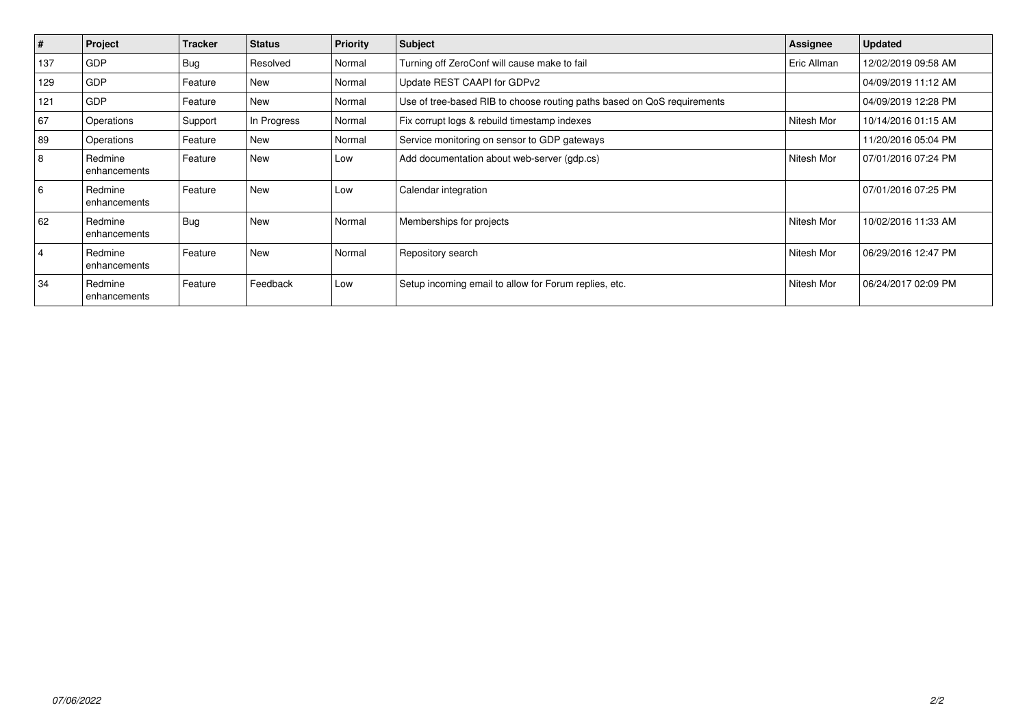| # | Project | Tracker | Status | Priority | Subject | Assignee | Updated |
|---|---|---|---|---|---|---|---|
| 137 | GDP | Bug | Resolved | Normal | Turning off ZeroConf will cause make to fail | Eric Allman | 12/02/2019 09:58 AM |
| 129 | GDP | Feature | New | Normal | Update REST CAAPI for GDPv2 | | 04/09/2019 11:12 AM |
| 121 | GDP | Feature | New | Normal | Use of tree-based RIB to choose routing paths based on QoS requirements | | 04/09/2019 12:28 PM |
| 67 | Operations | Support | In Progress | Normal | Fix corrupt logs & rebuild timestamp indexes | Nitesh Mor | 10/14/2016 01:15 AM |
| 89 | Operations | Feature | New | Normal | Service monitoring on sensor to GDP gateways | | 11/20/2016 05:04 PM |
| 8 | Redmine enhancements | Feature | New | Low | Add documentation about web-server (gdp.cs) | Nitesh Mor | 07/01/2016 07:24 PM |
| 6 | Redmine enhancements | Feature | New | Low | Calendar integration | | 07/01/2016 07:25 PM |
| 62 | Redmine enhancements | Bug | New | Normal | Memberships for projects | Nitesh Mor | 10/02/2016 11:33 AM |
| 4 | Redmine enhancements | Feature | New | Normal | Repository search | Nitesh Mor | 06/29/2016 12:47 PM |
| 34 | Redmine enhancements | Feature | Feedback | Low | Setup incoming email to allow for Forum replies, etc. | Nitesh Mor | 06/24/2017 02:09 PM |

*07/06/2022*